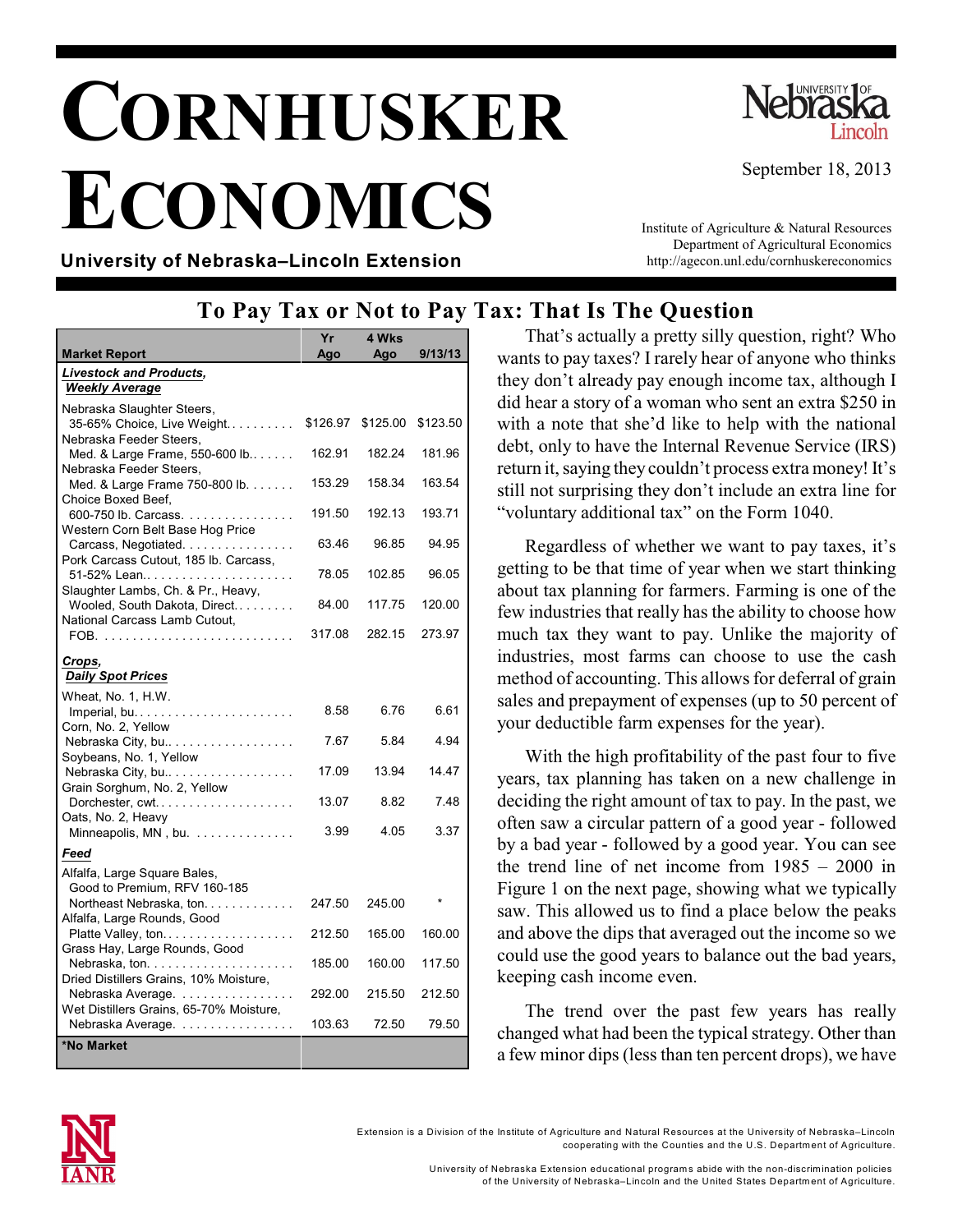# CORNHUSKER ECONOMICS

**University of Nebraska–Lincoln Extension**

September 18, 2013

Institute of Agriculture & Natural Resources
Department of Agricultural Economics
http://agecon.unl.edu/cornhuskereconomics

## To Pay Tax or Not to Pay Tax: That Is The Question

| Market Report | Yr Ago | 4 Wks Ago | 9/13/13 |
|---|---|---|---|
| ***Livestock and Products, Weekly Average*** | | | |
| Nebraska Slaughter Steers, 35-65% Choice, Live Weight. . . . . . . . . . | $126.97 | $125.00 | $123.50 |
| Nebraska Feeder Steers, Med. & Large Frame, 550-600 lb. . . . . . . | 162.91 | 182.24 | 181.96 |
| Nebraska Feeder Steers, Med. & Large Frame 750-800 lb. . . . . . . | 153.29 | 158.34 | 163.54 |
| Choice Boxed Beef, 600-750 lb. Carcass. . . . . . . . . . . . . . . . | 191.50 | 192.13 | 193.71 |
| Western Corn Belt Base Hog Price Carcass, Negotiated. . . . . . . . . . . . . . . . | 63.46 | 96.85 | 94.95 |
| Pork Carcass Cutout, 185 lb. Carcass, 51-52% Lean.. . . . . . . . . . . . . . . . . . . . . . | 78.05 | 102.85 | 96.05 |
| Slaughter Lambs, Ch. & Pr., Heavy, Wooled, South Dakota, Direct. . . . . . . . . | 84.00 | 117.75 | 120.00 |
| National Carcass Lamb Cutout, FOB. . . . . . . . . . . . . . . . . . . . . . . . . . . . | 317.08 | 282.15 | 273.97 |
| ***Crops, Daily Spot Prices*** | | | |
| Wheat, No. 1, H.W. Imperial, bu. . . . . . . . . . . . . . . . . . . . . . . | 8.58 | 6.76 | 6.61 |
| Corn, No. 2, Yellow Nebraska City, bu.. . . . . . . . . . . . . . . . . . | 7.67 | 5.84 | 4.94 |
| Soybeans, No. 1, Yellow Nebraska City, bu.. . . . . . . . . . . . . . . . . . | 17.09 | 13.94 | 14.47 |
| Grain Sorghum, No. 2, Yellow Dorchester, cwt. . . . . . . . . . . . . . . . . . . . | 13.07 | 8.82 | 7.48 |
| Oats, No. 2, Heavy Minneapolis, MN , bu. . . . . . . . . . . . . . . | 3.99 | 4.05 | 3.37 |
| ***Feed*** | | | |
| Alfalfa, Large Square Bales, Good to Premium, RFV 160-185 Northeast Nebraska, ton. . . . . . . . . . . . . | 247.50 | 245.00 | * |
| Alfalfa, Large Rounds, Good Platte Valley, ton. . . . . . . . . . . . . . . . . . . | 212.50 | 165.00 | 160.00 |
| Grass Hay, Large Rounds, Good Nebraska, ton. . . . . . . . . . . . . . . . . . . . . | 185.00 | 160.00 | 117.50 |
| Dried Distillers Grains, 10% Moisture, Nebraska Average. . . . . . . . . . . . . . . . . | 292.00 | 215.50 | 212.50 |
| Wet Distillers Grains, 65-70% Moisture, Nebraska Average. . . . . . . . . . . . . . . . . | 103.63 | 72.50 | 79.50 |
| **\*No Market** | | | |

That's actually a pretty silly question, right? Who wants to pay taxes? I rarely hear of anyone who thinks they don't already pay enough income tax, although I did hear a story of a woman who sent an extra $250 in with a note that she'd like to help with the national debt, only to have the Internal Revenue Service (IRS) return it, saying they couldn't process extra money! It's still not surprising they don't include an extra line for "voluntary additional tax" on the Form 1040.

Regardless of whether we want to pay taxes, it's getting to be that time of year when we start thinking about tax planning for farmers. Farming is one of the few industries that really has the ability to choose how much tax they want to pay. Unlike the majority of industries, most farms can choose to use the cash method of accounting. This allows for deferral of grain sales and prepayment of expenses (up to 50 percent of your deductible farm expenses for the year).

With the high profitability of the past four to five years, tax planning has taken on a new challenge in deciding the right amount of tax to pay. In the past, we often saw a circular pattern of a good year - followed by a bad year - followed by a good year. You can see the trend line of net income from 1985 – 2000 in Figure 1 on the next page, showing what we typically saw. This allowed us to find a place below the peaks and above the dips that averaged out the income so we could use the good years to balance out the bad years, keeping cash income even.

The trend over the past few years has really changed what had been the typical strategy. Other than a few minor dips (less than ten percent drops), we have

Extension is a Division of the Institute of Agriculture and Natural Resources at the University of Nebraska–Lincoln cooperating with the Counties and the U.S. Department of Agriculture.

University of Nebraska Extension educational programs abide with the non-discrimination policies of the University of Nebraska–Lincoln and the United States Department of Agriculture.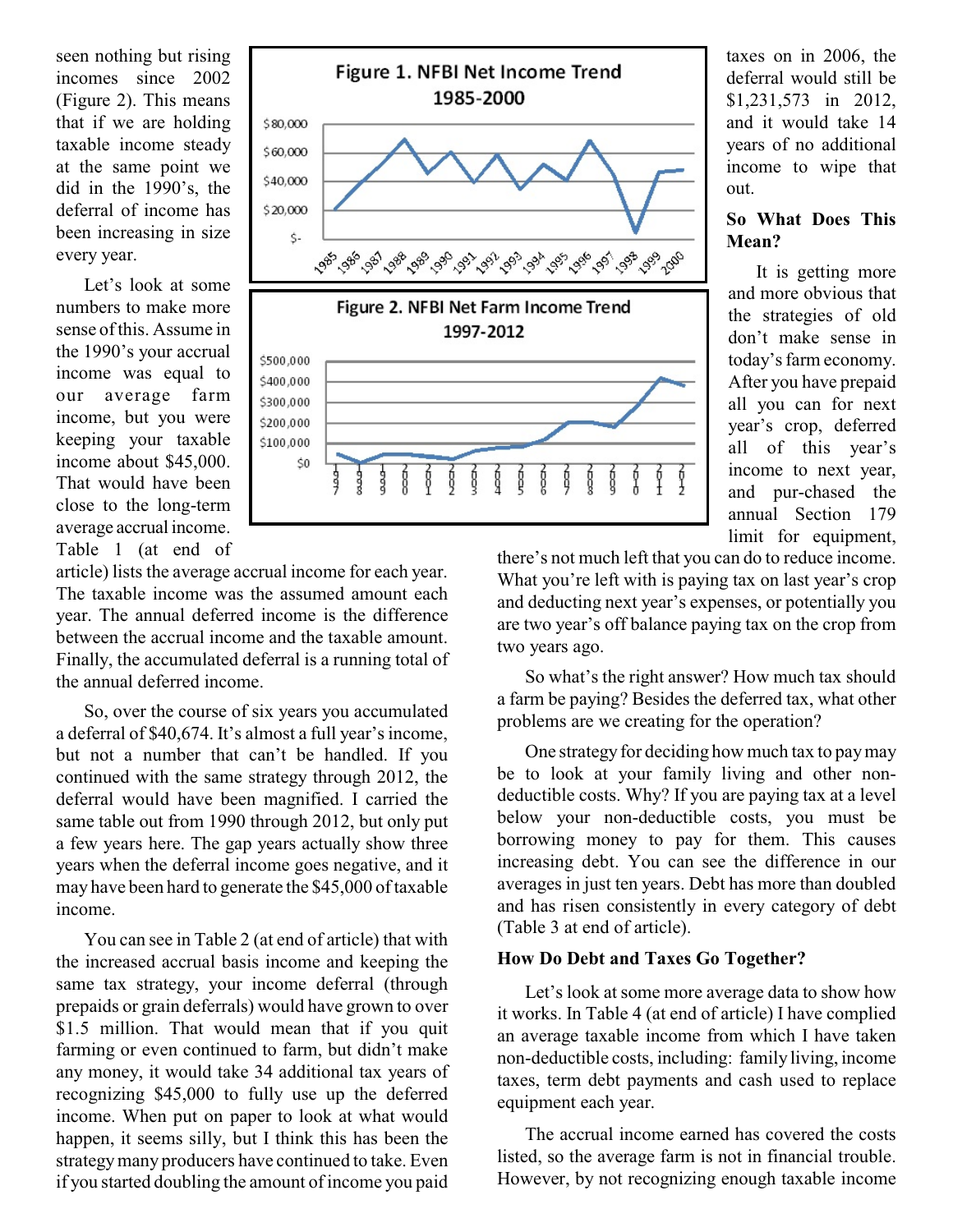seen nothing but rising incomes since 2002 (Figure 2). This means that if we are holding taxable income steady at the same point we did in the 1990's, the deferral of income has been increasing in size every year.

Let's look at some numbers to make more sense of this. Assume in the 1990's your accrual income was equal to our average farm income, but you were keeping your taxable income about $45,000. That would have been close to the long-term average accrual income. Table 1 (at end of article) lists the average accrual income for each year. The taxable income was the assumed amount each year. The annual deferred income is the difference between the accrual income and the taxable amount. Finally, the accumulated deferral is a running total of the annual deferred income.

Figure 1. NFBI Net Income Trend 1985-2000

Figure 2. NFBI Net Farm Income Trend 1997-2012

So, over the course of six years you accumulated a deferral of $40,674. It's almost a full year's income, but not a number that can't be handled. If you continued with the same strategy through 2012, the deferral would have been magnified. I carried the same table out from 1990 through 2012, but only put a few years here. The gap years actually show three years when the deferral income goes negative, and it may have been hard to generate the $45,000 of taxable income.

You can see in Table 2 (at end of article) that with the increased accrual basis income and keeping the same tax strategy, your income deferral (through prepaids or grain deferrals) would have grown to over $1.5 million. That would mean that if you quit farming or even continued to farm, but didn't make any money, it would take 34 additional tax years of recognizing $45,000 to fully use up the deferred income. When put on paper to look at what would happen, it seems silly, but I think this has been the strategy many producers have continued to take. Even if you started doubling the amount of income you paid taxes on in 2006, the deferral would still be $1,231,573 in 2012, and it would take 14 years of no additional income to wipe that out.

**So What Does This Mean?**

It is getting more and more obvious that the strategies of old don't make sense in today's farm economy. After you have prepaid all you can for next year's crop, deferred all of this year's income to next year, and pur-chased the annual Section 179 limit for equipment, there's not much left that you can do to reduce income. What you're left with is paying tax on last year's crop and deducting next year's expenses, or potentially you are two year's off balance paying tax on the crop from two years ago.

So what's the right answer? How much tax should a farm be paying? Besides the deferred tax, what other problems are we creating for the operation?

One strategy for deciding how much tax to pay may be to look at your family living and other non-deductible costs. Why? If you are paying tax at a level below your non-deductible costs, you must be borrowing money to pay for them. This causes increasing debt. You can see the difference in our averages in just ten years. Debt has more than doubled and has risen consistently in every category of debt (Table 3 at end of article).

**How Do Debt and Taxes Go Together?**

Let's look at some more average data to show how it works. In Table 4 (at end of article) I have complied an average taxable income from which I have taken non-deductible costs, including: family living, income taxes, term debt payments and cash used to replace equipment each year.

The accrual income earned has covered the costs listed, so the average farm is not in financial trouble. However, by not recognizing enough taxable income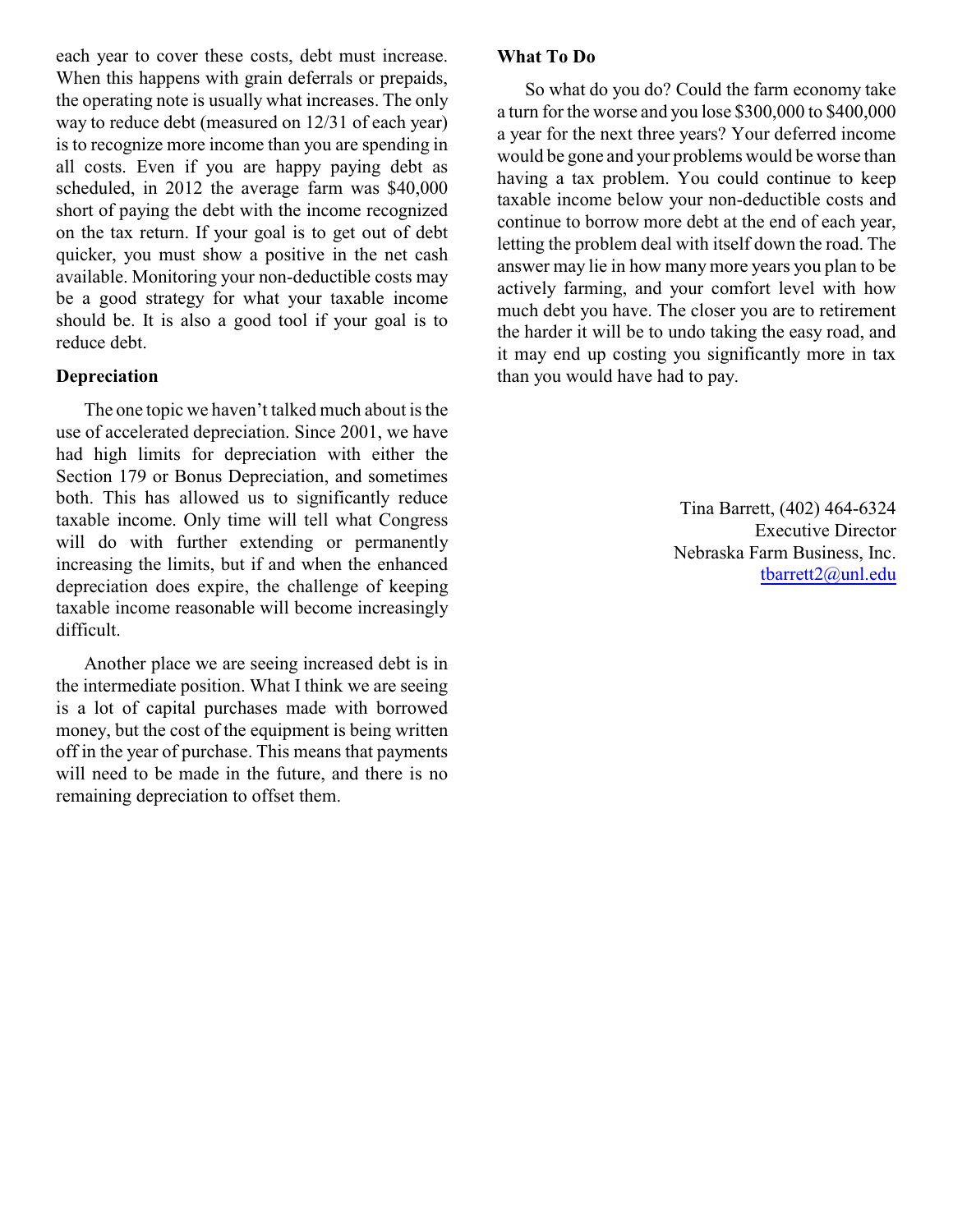each year to cover these costs, debt must increase. When this happens with grain deferrals or prepaids, the operating note is usually what increases. The only way to reduce debt (measured on 12/31 of each year) is to recognize more income than you are spending in all costs. Even if you are happy paying debt as scheduled, in 2012 the average farm was $40,000 short of paying the debt with the income recognized on the tax return. If your goal is to get out of debt quicker, you must show a positive in the net cash available. Monitoring your non-deductible costs may be a good strategy for what your taxable income should be. It is also a good tool if your goal is to reduce debt.

### Depreciation

The one topic we haven't talked much about is the use of accelerated depreciation. Since 2001, we have had high limits for depreciation with either the Section 179 or Bonus Depreciation, and sometimes both. This has allowed us to significantly reduce taxable income. Only time will tell what Congress will do with further extending or permanently increasing the limits, but if and when the enhanced depreciation does expire, the challenge of keeping taxable income reasonable will become increasingly difficult.

Another place we are seeing increased debt is in the intermediate position. What I think we are seeing is a lot of capital purchases made with borrowed money, but the cost of the equipment is being written off in the year of purchase. This means that payments will need to be made in the future, and there is no remaining depreciation to offset them.

### What To Do

So what do you do? Could the farm economy take a turn for the worse and you lose $300,000 to $400,000 a year for the next three years? Your deferred income would be gone and your problems would be worse than having a tax problem. You could continue to keep taxable income below your non-deductible costs and continue to borrow more debt at the end of each year, letting the problem deal with itself down the road. The answer may lie in how many more years you plan to be actively farming, and your comfort level with how much debt you have. The closer you are to retirement the harder it will be to undo taking the easy road, and it may end up costing you significantly more in tax than you would have had to pay.

Tina Barrett, (402) 464-6324
Executive Director
Nebraska Farm Business, Inc.
tbarrett2@unl.edu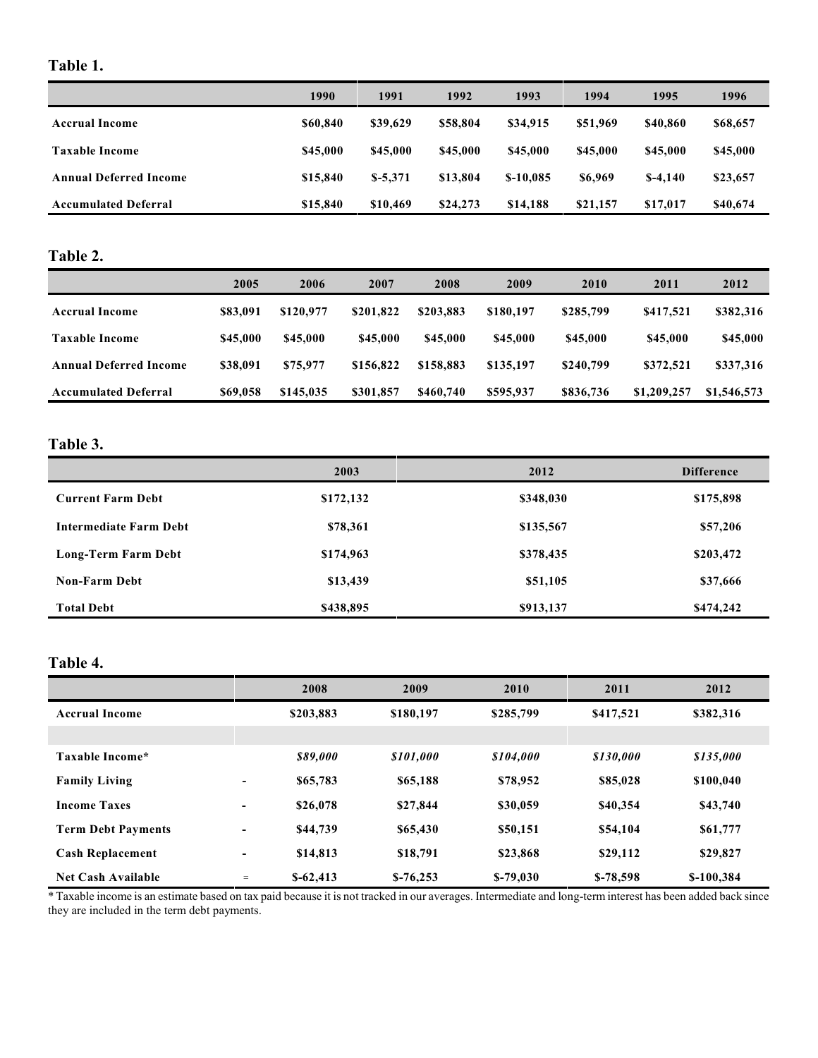**Table 1.**

| | 1990 | 1991 | 1992 | 1993 | 1994 | 1995 | 1996 |
|---|---|---|---|---|---|---|---|
| **Accrual Income** | **$60,840** | **$39,629** | **$58,804** | **$34,915** | **$51,969** | **$40,860** | **$68,657** |
| **Taxable Income** | **$45,000** | **$45,000** | **$45,000** | **$45,000** | **$45,000** | **$45,000** | **$45,000** |
| **Annual Deferred Income** | **$15,840** | **$-5,371** | **$13,804** | **$-10,085** | **$6,969** | **$-4,140** | **$23,657** |
| **Accumulated Deferral** | **$15,840** | **$10,469** | **$24,273** | **$14,188** | **$21,157** | **$17,017** | **$40,674** |

**Table 2.**

| | 2005 | 2006 | 2007 | 2008 | 2009 | 2010 | 2011 | 2012 |
|---|---|---|---|---|---|---|---|---|
| **Accrual Income** | **$83,091** | **$120,977** | **$201,822** | **$203,883** | **$180,197** | **$285,799** | **$417,521** | **$382,316** |
| **Taxable Income** | **$45,000** | **$45,000** | **$45,000** | **$45,000** | **$45,000** | **$45,000** | **$45,000** | **$45,000** |
| **Annual Deferred Income** | **$38,091** | **$75,977** | **$156,822** | **$158,883** | **$135,197** | **$240,799** | **$372,521** | **$337,316** |
| **Accumulated Deferral** | **$69,058** | **$145,035** | **$301,857** | **$460,740** | **$595,937** | **$836,736** | **$1,209,257** | **$1,546,573** |

**Table 3.**

| | 2003 | 2012 | Difference |
|---|---|---|---|
| **Current Farm Debt** | **$172,132** | **$348,030** | **$175,898** |
| **Intermediate Farm Debt** | **$78,361** | **$135,567** | **$57,206** |
| **Long-Term Farm Debt** | **$174,963** | **$378,435** | **$203,472** |
| **Non-Farm Debt** | **$13,439** | **$51,105** | **$37,666** |
| **Total Debt** | **$438,895** | **$913,137** | **$474,242** |

**Table 4.**

| | | 2008 | 2009 | 2010 | 2011 | 2012 |
|---|---|---|---|---|---|---|
| **Accrual Income** | | **$203,883** | **$180,197** | **$285,799** | **$417,521** | **$382,316** |
| | | | | | | |
| **Taxable Income*** | | ***$89,000*** | ***$101,000*** | ***$104,000*** | ***$130,000*** | ***$135,000*** |
| **Family Living** | - | **$65,783** | **$65,188** | **$78,952** | **$85,028** | **$100,040** |
| **Income Taxes** | - | **$26,078** | **$27,844** | **$30,059** | **$40,354** | **$43,740** |
| **Term Debt Payments** | - | **$44,739** | **$65,430** | **$50,151** | **$54,104** | **$61,777** |
| **Cash Replacement** | - | **$14,813** | **$18,791** | **$23,868** | **$29,112** | **$29,827** |
| **Net Cash Available** | = | **$-62,413** | **$-76,253** | **$-79,030** | **$-78,598** | **$-100,384** |

* Taxable income is an estimate based on tax paid because it is not tracked in our averages. Intermediate and long-term interest has been added back since they are included in the term debt payments.